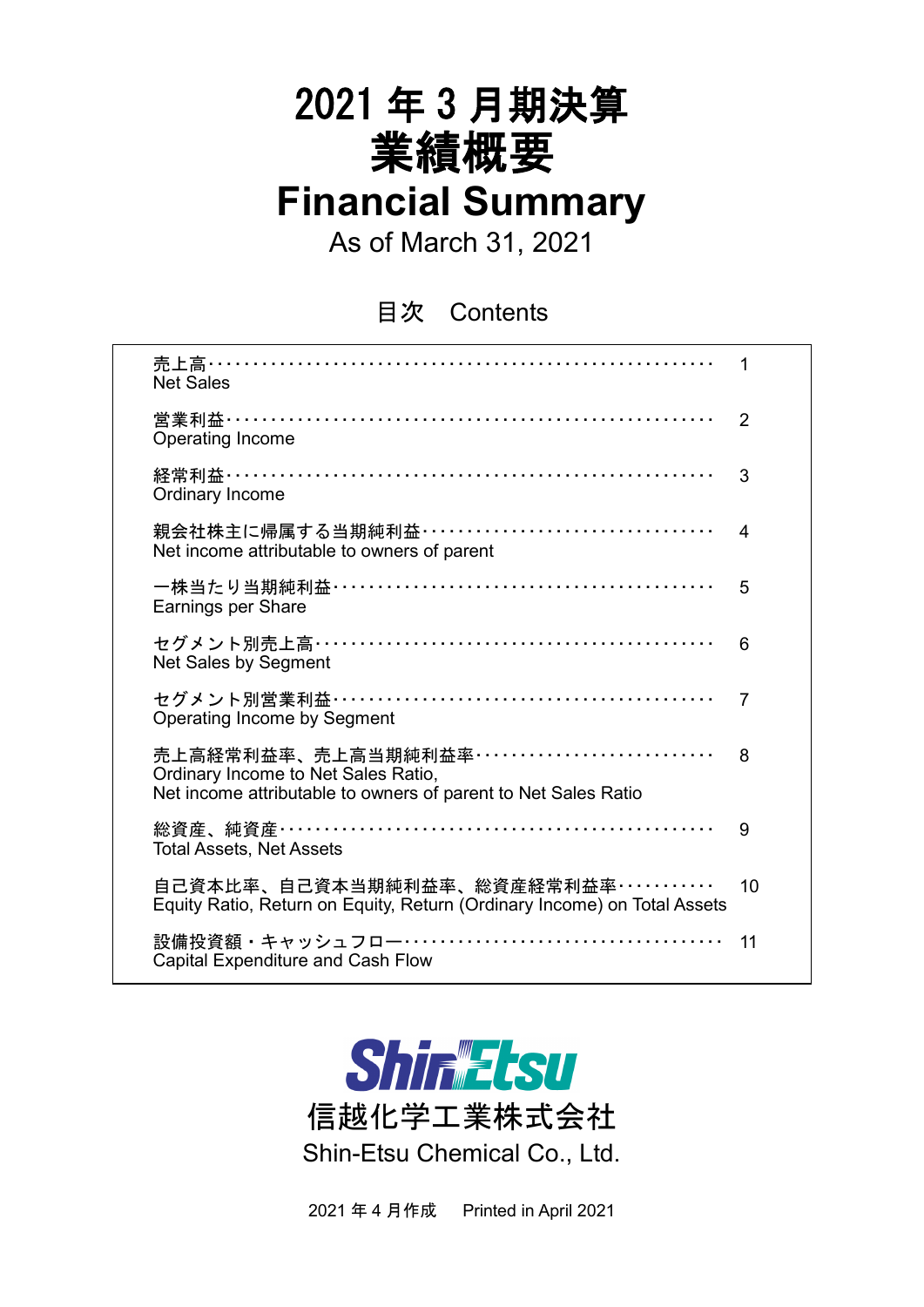# 2021年3月期決算
# 業績概要
# Financial Summary

As of March 31, 2021

## 目次　Contents

| | |
|---|---|
| 売上高<br>Net Sales | 1 |
| 営業利益<br>Operating Income | 2 |
| 経常利益<br>Ordinary Income | 3 |
| 親会社株主に帰属する当期純利益<br>Net income attributable to owners of parent | 4 |
| 一株当たり当期純利益<br>Earnings per Share | 5 |
| セグメント別売上高<br>Net Sales by Segment | 6 |
| セグメント別営業利益<br>Operating Income by Segment | 7 |
| 売上高経常利益率、売上高当期純利益率<br>Ordinary Income to Net Sales Ratio,<br>Net income attributable to owners of parent to Net Sales Ratio | 8 |
| 総資産、純資産<br>Total Assets, Net Assets | 9 |
| 自己資本比率、自己資本当期純利益率、総資産経常利益率<br>Equity Ratio, Return on Equity, Return (Ordinary Income) on Total Assets | 10 |
| 設備投資額・キャッシュフロー<br>Capital Expenditure and Cash Flow | 11 |

ShinEtsu

信越化学工業株式会社

Shin-Etsu Chemical Co., Ltd.

2021年4月作成　Printed in April 2021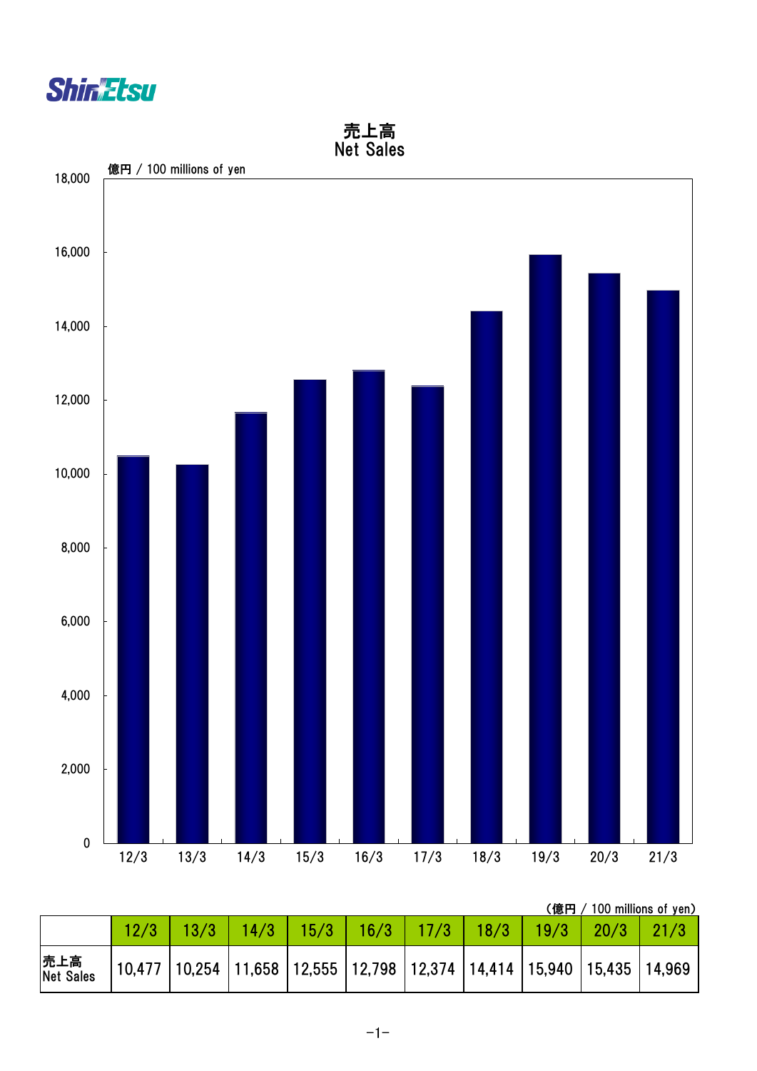# 売上高
# Net Sales

億円 / 100 millions of yen

（億円 / 100 millions of yen）

| | 12/3 | 13/3 | 14/3 | 15/3 | 16/3 | 17/3 | 18/3 | 19/3 | 20/3 | 21/3 |
|---|---|---|---|---|---|---|---|---|---|---|
| 売上高 Net Sales | 10,477 | 10,254 | 11,658 | 12,555 | 12,798 | 12,374 | 14,414 | 15,940 | 15,435 | 14,969 |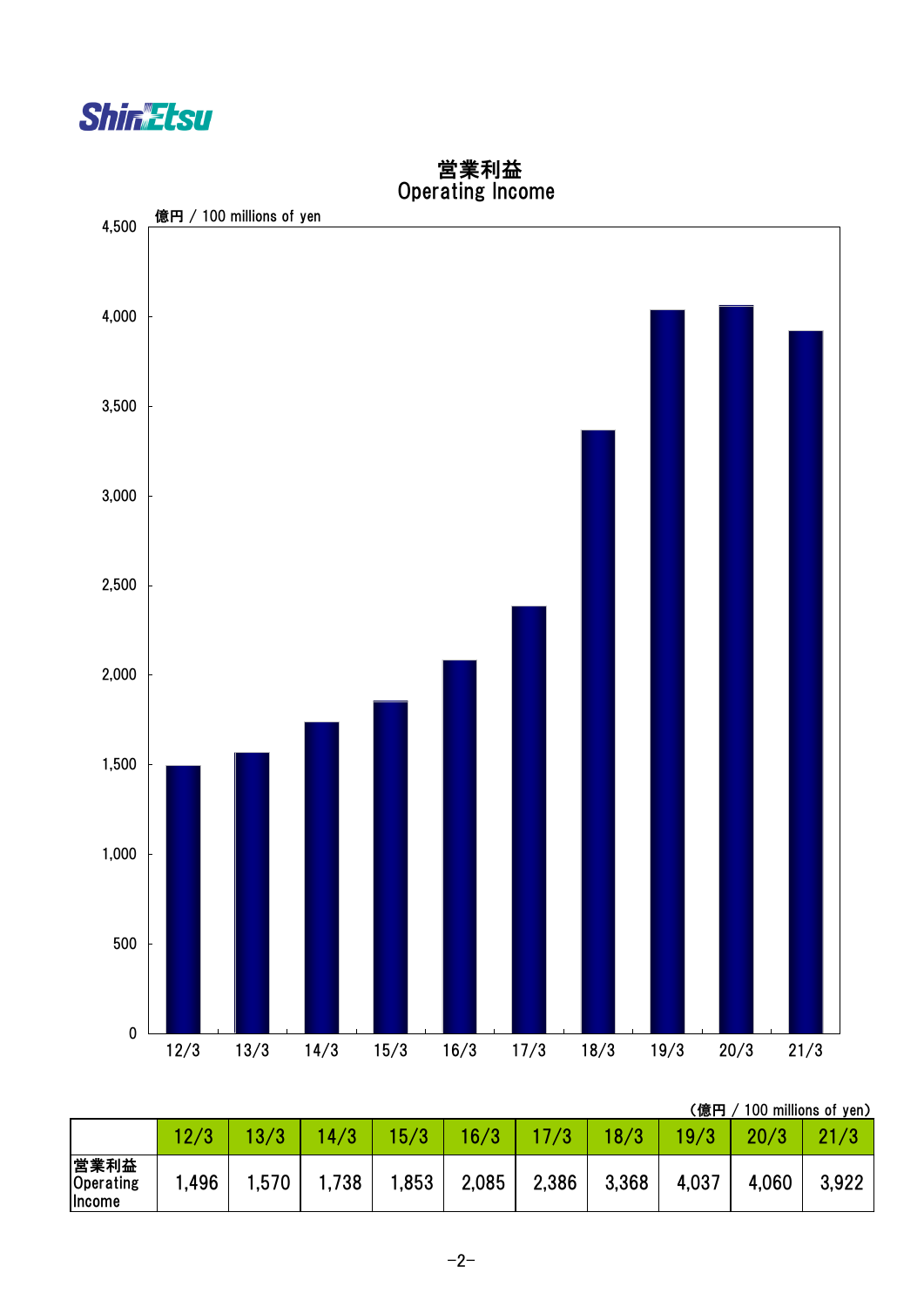# 営業利益
# Operating Income

億円 / 100 millions of yen

（億円 / 100 millions of yen）

| | 12/3 | 13/3 | 14/3 | 15/3 | 16/3 | 17/3 | 18/3 | 19/3 | 20/3 | 21/3 |
|---|---|---|---|---|---|---|---|---|---|---|
| 営業利益 Operating Income | 1,496 | 1,570 | 1,738 | 1,853 | 2,085 | 2,386 | 3,368 | 4,037 | 4,060 | 3,922 |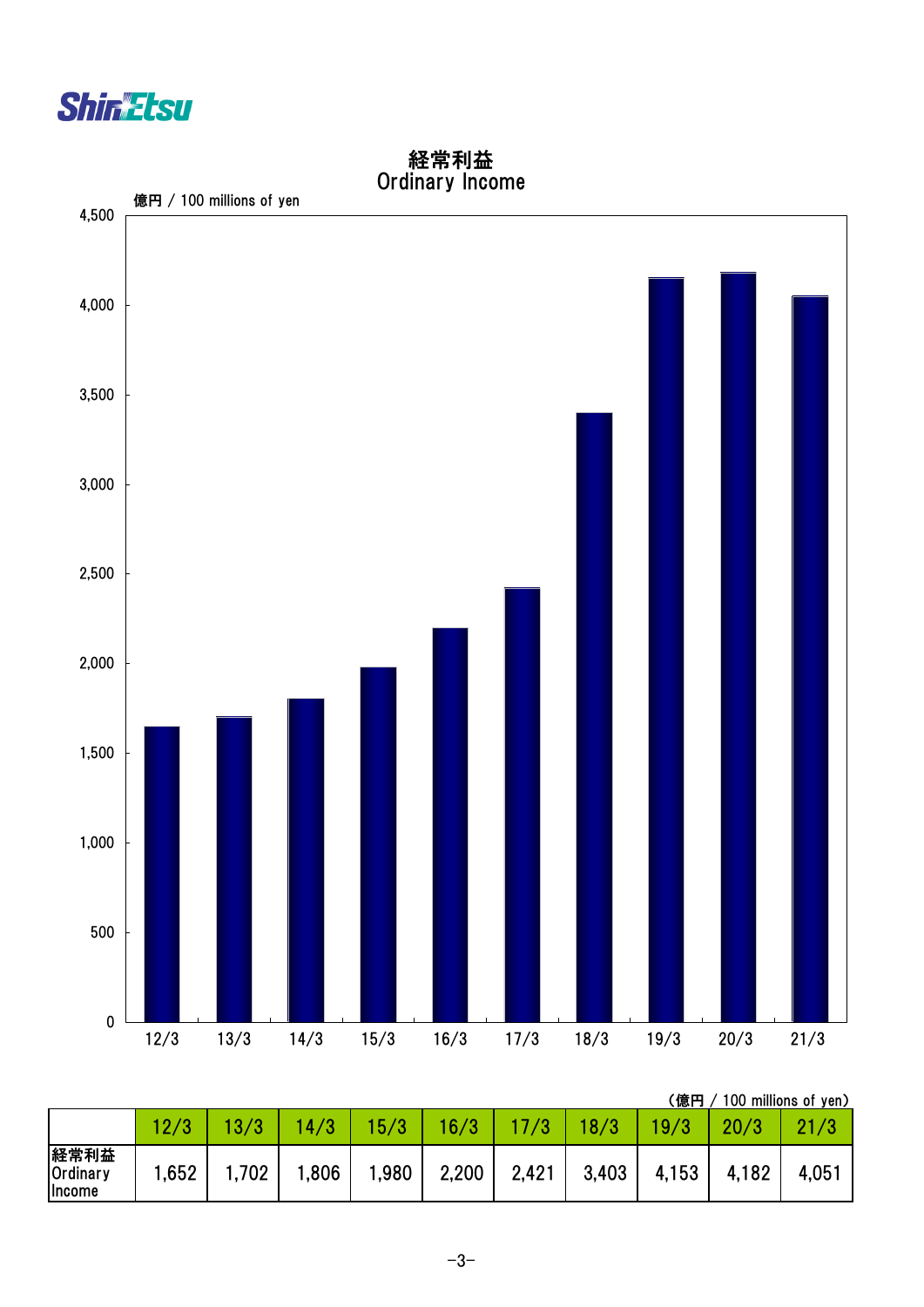# 経常利益
# Ordinary Income

億円 / 100 millions of yen

(億円 / 100 millions of yen)

| | 12/3 | 13/3 | 14/3 | 15/3 | 16/3 | 17/3 | 18/3 | 19/3 | 20/3 | 21/3 |
|---|---|---|---|---|---|---|---|---|---|---|
| 経常利益 Ordinary Income | 1,652 | 1,702 | 1,806 | 1,980 | 2,200 | 2,421 | 3,403 | 4,153 | 4,182 | 4,051 |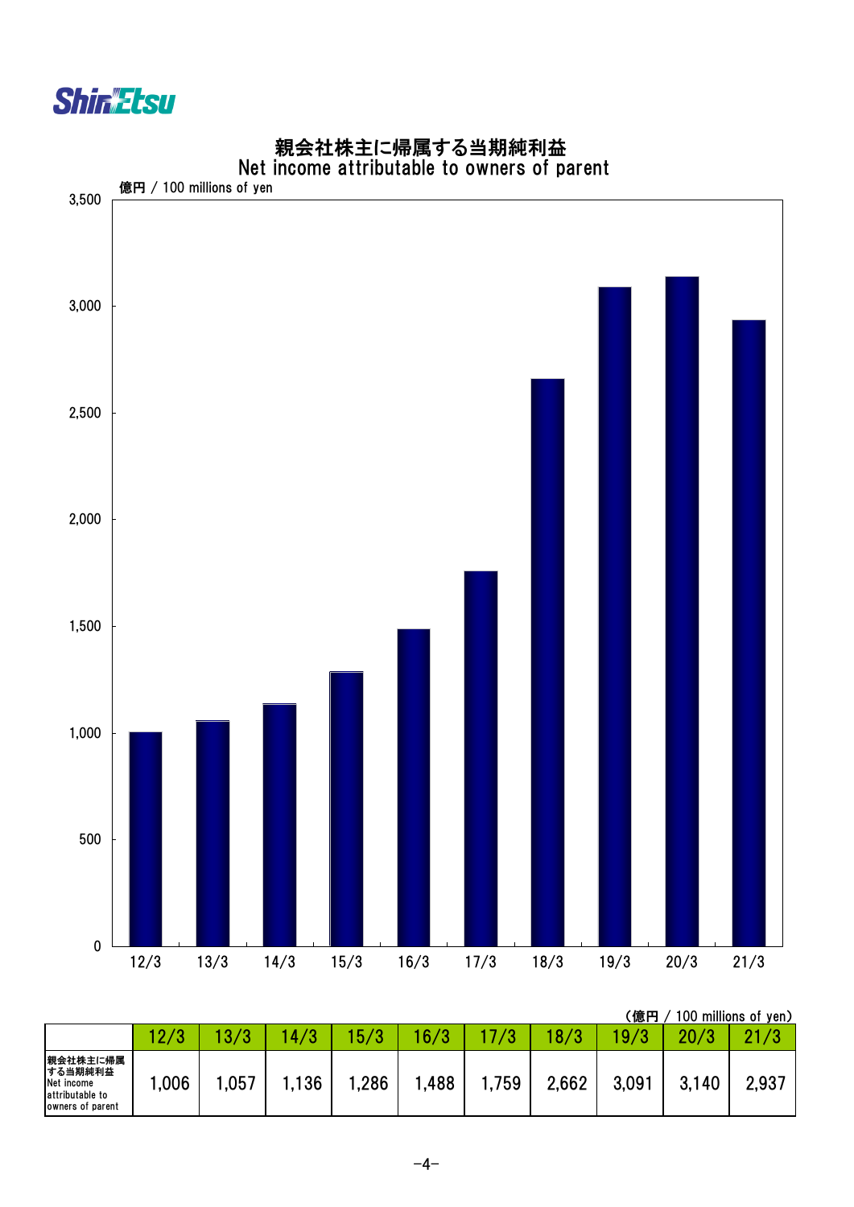# 親会社株主に帰属する当期純利益
## Net income attributable to owners of parent

億円 / 100 millions of yen

（億円 / 100 millions of yen）

| | 12/3 | 13/3 | 14/3 | 15/3 | 16/3 | 17/3 | 18/3 | 19/3 | 20/3 | 21/3 |
|---|---|---|---|---|---|---|---|---|---|---|
| 親会社株主に帰属する当期純利益 Net income attributable to owners of parent | 1,006 | 1,057 | 1,136 | 1,286 | 1,488 | 1,759 | 2,662 | 3,091 | 3,140 | 2,937 |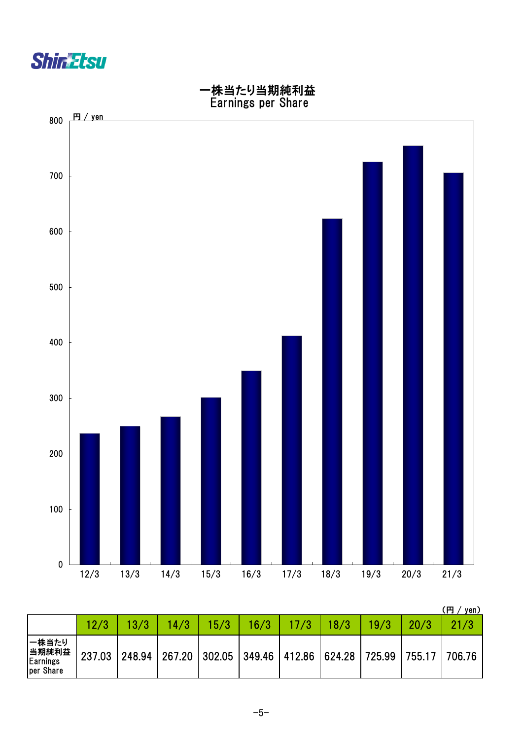# 一株当たり当期純利益
## Earnings per Share

円 / yen

(円 / yen)

| | 12/3 | 13/3 | 14/3 | 15/3 | 16/3 | 17/3 | 18/3 | 19/3 | 20/3 | 21/3 |
|---|---|---|---|---|---|---|---|---|---|---|
| 一株当たり当期純利益 Earnings per Share | 237.03 | 248.94 | 267.20 | 302.05 | 349.46 | 412.86 | 624.28 | 725.99 | 755.17 | 706.76 |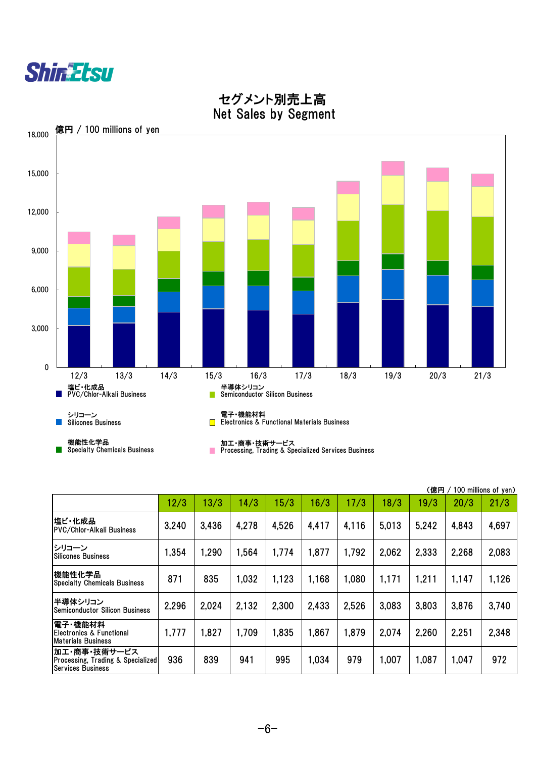# セグメント別売上高
# Net Sales by Segment

億円 / 100 millions of yen

| | 12/3 | 13/3 | 14/3 | 15/3 | 16/3 | 17/3 | 18/3 | 19/3 | 20/3 | 21/3 |
|---|---|---|---|---|---|---|---|---|---|---|
| 塩ビ・化成品 PVC/Chlor-Alkali Business | 3,240 | 3,436 | 4,278 | 4,526 | 4,417 | 4,116 | 5,013 | 5,242 | 4,843 | 4,697 |
| シリコーン Silicones Business | 1,354 | 1,290 | 1,564 | 1,774 | 1,877 | 1,792 | 2,062 | 2,333 | 2,268 | 2,083 |
| 機能性化学品 Specialty Chemicals Business | 871 | 835 | 1,032 | 1,123 | 1,168 | 1,080 | 1,171 | 1,211 | 1,147 | 1,126 |
| 半導体シリコン Semiconductor Silicon Business | 2,296 | 2,024 | 2,132 | 2,300 | 2,433 | 2,526 | 3,083 | 3,803 | 3,876 | 3,740 |
| 電子・機能材料 Electronics & Functional Materials Business | 1,777 | 1,827 | 1,709 | 1,835 | 1,867 | 1,879 | 2,074 | 2,260 | 2,251 | 2,348 |
| 加工・商事・技術サービス Processing, Trading & Specialized Services Business | 936 | 839 | 941 | 995 | 1,034 | 979 | 1,007 | 1,087 | 1,047 | 972 |

（億円 / 100 millions of yen）

| | 12/3 | 13/3 | 14/3 | 15/3 | 16/3 | 17/3 | 18/3 | 19/3 | 20/3 | 21/3 |
|---|---|---|---|---|---|---|---|---|---|---|
| 塩ビ・化成品 PVC/Chlor-Alkali Business | 3,240 | 3,436 | 4,278 | 4,526 | 4,417 | 4,116 | 5,013 | 5,242 | 4,843 | 4,697 |
| シリコーン Silicones Business | 1,354 | 1,290 | 1,564 | 1,774 | 1,877 | 1,792 | 2,062 | 2,333 | 2,268 | 2,083 |
| 機能性化学品 Specialty Chemicals Business | 871 | 835 | 1,032 | 1,123 | 1,168 | 1,080 | 1,171 | 1,211 | 1,147 | 1,126 |
| 半導体シリコン Semiconductor Silicon Business | 2,296 | 2,024 | 2,132 | 2,300 | 2,433 | 2,526 | 3,083 | 3,803 | 3,876 | 3,740 |
| 電子・機能材料 Electronics & Functional Materials Business | 1,777 | 1,827 | 1,709 | 1,835 | 1,867 | 1,879 | 2,074 | 2,260 | 2,251 | 2,348 |
| 加工・商事・技術サービス Processing, Trading & Specialized Services Business | 936 | 839 | 941 | 995 | 1,034 | 979 | 1,007 | 1,087 | 1,047 | 972 |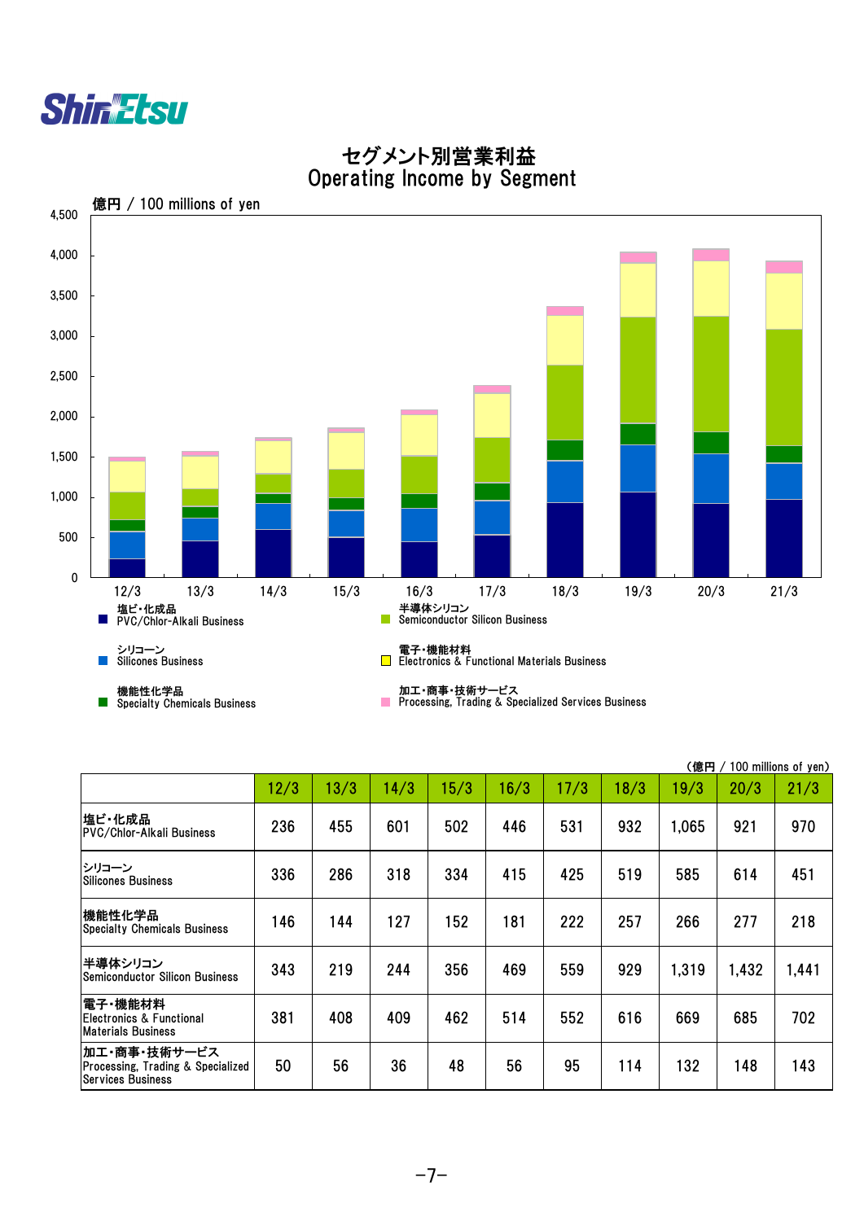# セグメント別営業利益
# Operating Income by Segment

億円 / 100 millions of yen

塩ビ・化成品 PVC/Chlor-Alkali Business
シリコーン Silicones Business
機能性化学品 Specialty Chemicals Business
半導体シリコン Semiconductor Silicon Business
電子・機能材料 Electronics & Functional Materials Business
加工・商事・技術サービス Processing, Trading & Specialized Services Business

（億円 / 100 millions of yen）

| | 12/3 | 13/3 | 14/3 | 15/3 | 16/3 | 17/3 | 18/3 | 19/3 | 20/3 | 21/3 |
|---|---|---|---|---|---|---|---|---|---|---|
| 塩ビ・化成品 PVC/Chlor-Alkali Business | 236 | 455 | 601 | 502 | 446 | 531 | 932 | 1,065 | 921 | 970 |
| シリコーン Silicones Business | 336 | 286 | 318 | 334 | 415 | 425 | 519 | 585 | 614 | 451 |
| 機能性化学品 Specialty Chemicals Business | 146 | 144 | 127 | 152 | 181 | 222 | 257 | 266 | 277 | 218 |
| 半導体シリコン Semiconductor Silicon Business | 343 | 219 | 244 | 356 | 469 | 559 | 929 | 1,319 | 1,432 | 1,441 |
| 電子・機能材料 Electronics & Functional Materials Business | 381 | 408 | 409 | 462 | 514 | 552 | 616 | 669 | 685 | 702 |
| 加工・商事・技術サービス Processing, Trading & Specialized Services Business | 50 | 56 | 36 | 48 | 56 | 95 | 114 | 132 | 148 | 143 |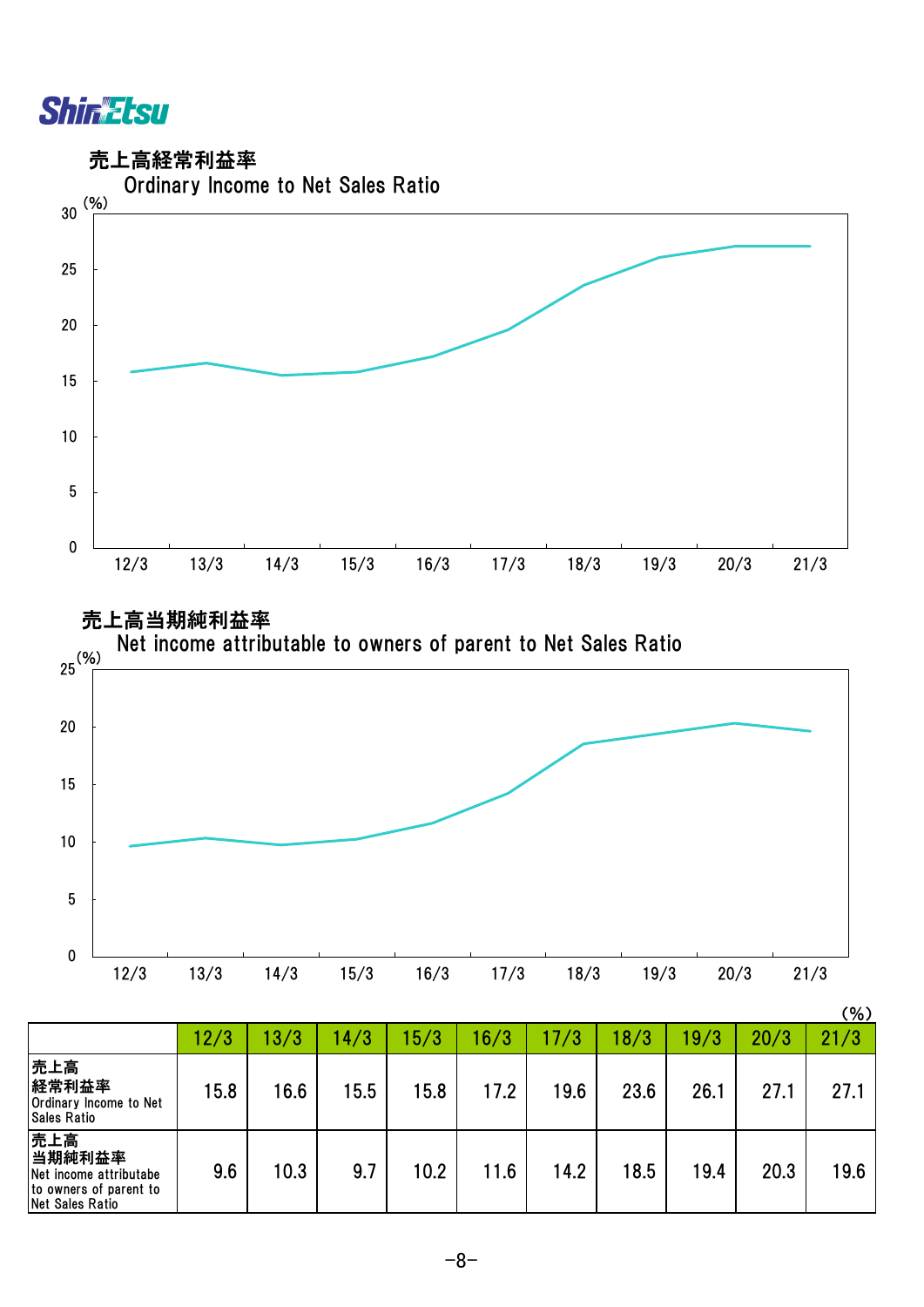## 売上高経常利益率

Ordinary Income to Net Sales Ratio

## 売上高当期純利益率

Net income attributable to owners of parent to Net Sales Ratio

(%)

| | 12/3 | 13/3 | 14/3 | 15/3 | 16/3 | 17/3 | 18/3 | 19/3 | 20/3 | 21/3 |
|---|---|---|---|---|---|---|---|---|---|---|
| 売上高経常利益率 Ordinary Income to Net Sales Ratio | 15.8 | 16.6 | 15.5 | 15.8 | 17.2 | 19.6 | 23.6 | 26.1 | 27.1 | 27.1 |
| 売上高当期純利益率 Net income attributabe to owners of parent to Net Sales Ratio | 9.6 | 10.3 | 9.7 | 10.2 | 11.6 | 14.2 | 18.5 | 19.4 | 20.3 | 19.6 |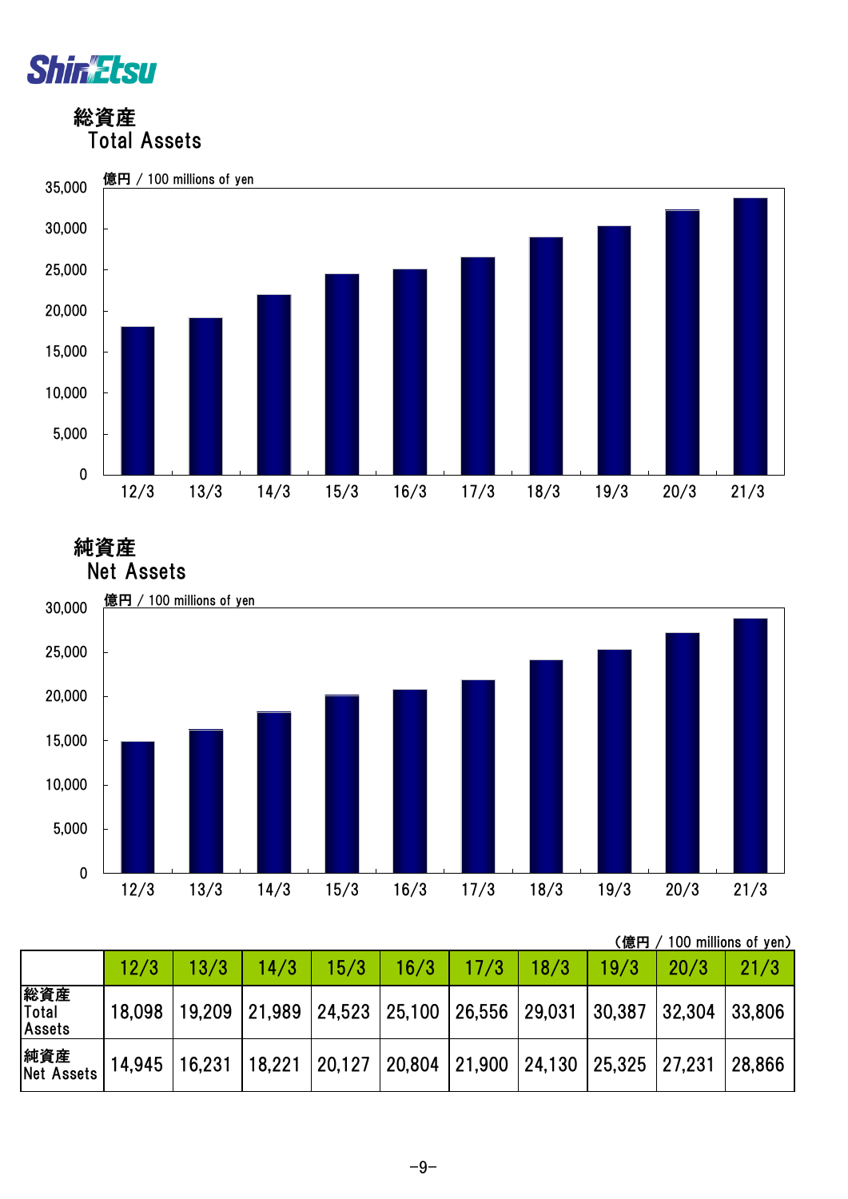## 総資産
## Total Assets

億円 / 100 millions of yen

## 純資産
## Net Assets

億円 / 100 millions of yen

（億円 / 100 millions of yen）

| | 12/3 | 13/3 | 14/3 | 15/3 | 16/3 | 17/3 | 18/3 | 19/3 | 20/3 | 21/3 |
|---|---|---|---|---|---|---|---|---|---|---|
| 総資産 Total Assets | 18,098 | 19,209 | 21,989 | 24,523 | 25,100 | 26,556 | 29,031 | 30,387 | 32,304 | 33,806 |
| 純資産 Net Assets | 14,945 | 16,231 | 18,221 | 20,127 | 20,804 | 21,900 | 24,130 | 25,325 | 27,231 | 28,866 |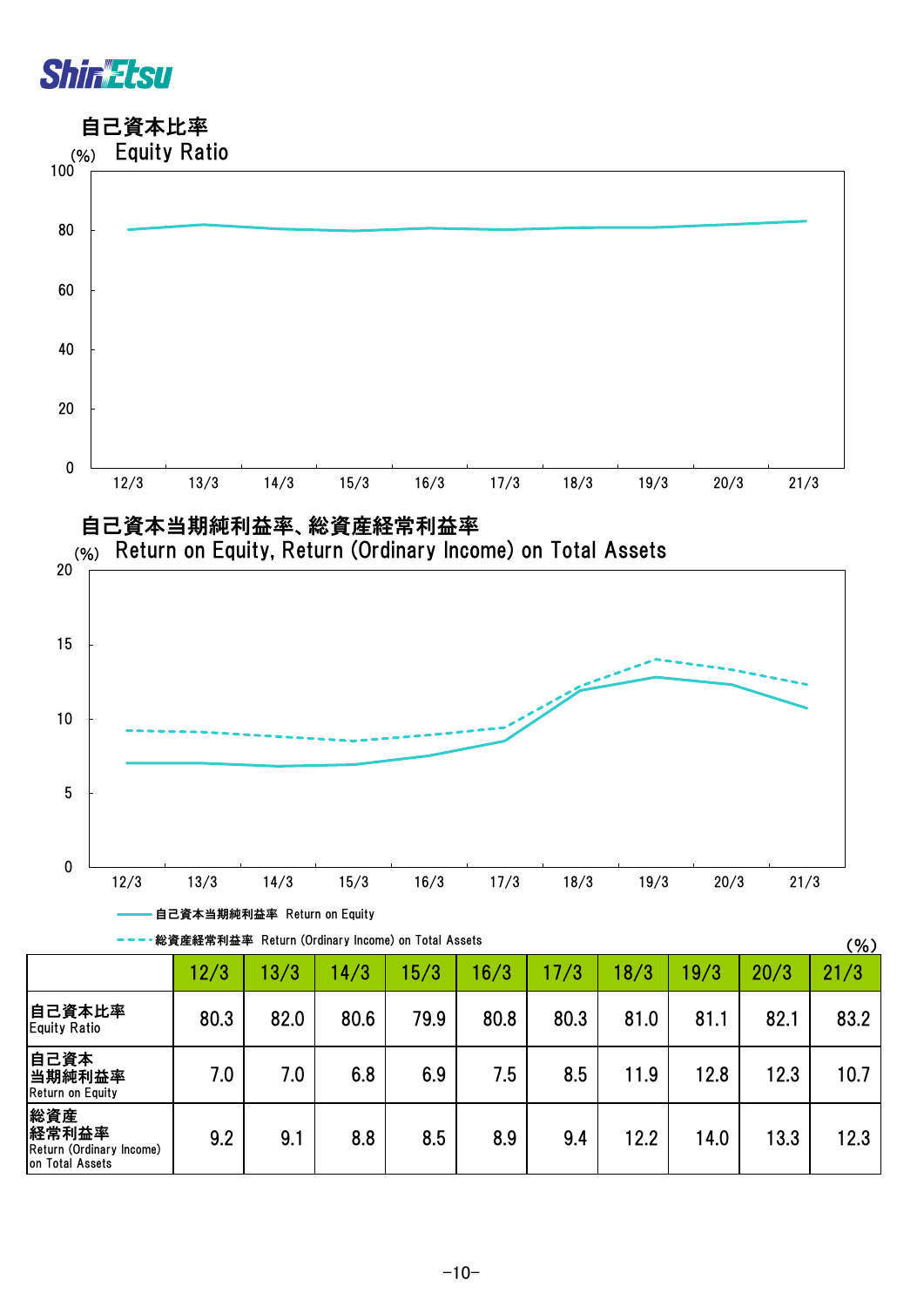## 自己資本比率

### Equity Ratio

(%)

## 自己資本当期純利益率、総資産経常利益率

### Return on Equity, Return (Ordinary Income) on Total Assets

(%)

自己資本当期純利益率 Return on Equity

総資産経常利益率 Return (Ordinary Income) on Total Assets

(%)

| | 12/3 | 13/3 | 14/3 | 15/3 | 16/3 | 17/3 | 18/3 | 19/3 | 20/3 | 21/3 |
|---|---|---|---|---|---|---|---|---|---|---|
| 自己資本比率<br>Equity Ratio | 80.3 | 82.0 | 80.6 | 79.9 | 80.8 | 80.3 | 81.0 | 81.1 | 82.1 | 83.2 |
| 自己資本<br>当期純利益率<br>Return on Equity | 7.0 | 7.0 | 6.8 | 6.9 | 7.5 | 8.5 | 11.9 | 12.8 | 12.3 | 10.7 |
| 総資産<br>経常利益率<br>Return (Ordinary Income)<br>on Total Assets | 9.2 | 9.1 | 8.8 | 8.5 | 8.9 | 9.4 | 12.2 | 14.0 | 13.3 | 12.3 |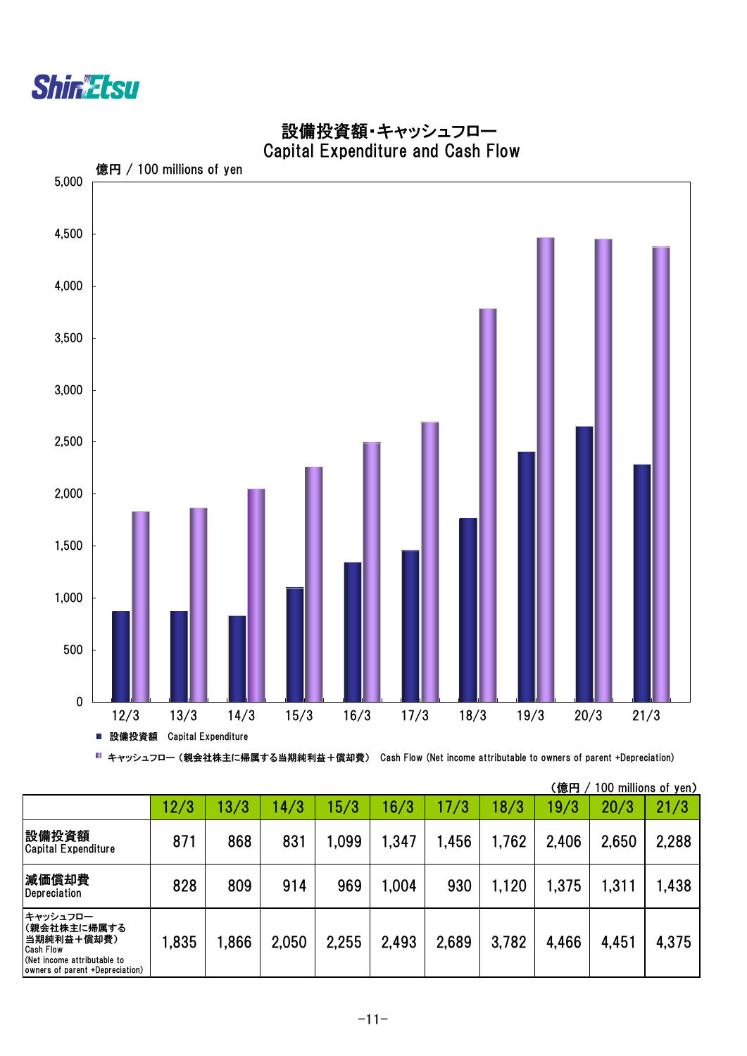ShinEtsu

# 設備投資額・キャッシュフロー
# Capital Expenditure and Cash Flow

億円 / 100 millions of yen

5,000
4,500
4,000
3,500
3,000
2,500
2,000
1,500
1,000
500
0

12/3 13/3 14/3 15/3 16/3 17/3 18/3 19/3 20/3 21/3

設備投資額 Capital Expenditure

キャッシュフロー（親会社株主に帰属する当期純利益＋償却費） Cash Flow (Net income attributable to owners of parent +Depreciation)

（億円 / 100 millions of yen）

| | 12/3 | 13/3 | 14/3 | 15/3 | 16/3 | 17/3 | 18/3 | 19/3 | 20/3 | 21/3 |
|---|---|---|---|---|---|---|---|---|---|---|
| **設備投資額** Capital Expenditure | 871 | 868 | 831 | 1,099 | 1,347 | 1,456 | 1,762 | 2,406 | 2,650 | 2,288 |
| **減価償却費** Depreciation | 828 | 809 | 914 | 969 | 1,004 | 930 | 1,120 | 1,375 | 1,311 | 1,438 |
| キャッシュフロー（親会社株主に帰属する当期純利益＋償却費） Cash Flow (Net income attributable to owners of parent +Depreciation) | 1,835 | 1,866 | 2,050 | 2,255 | 2,493 | 2,689 | 3,782 | 4,466 | 4,451 | 4,375 |